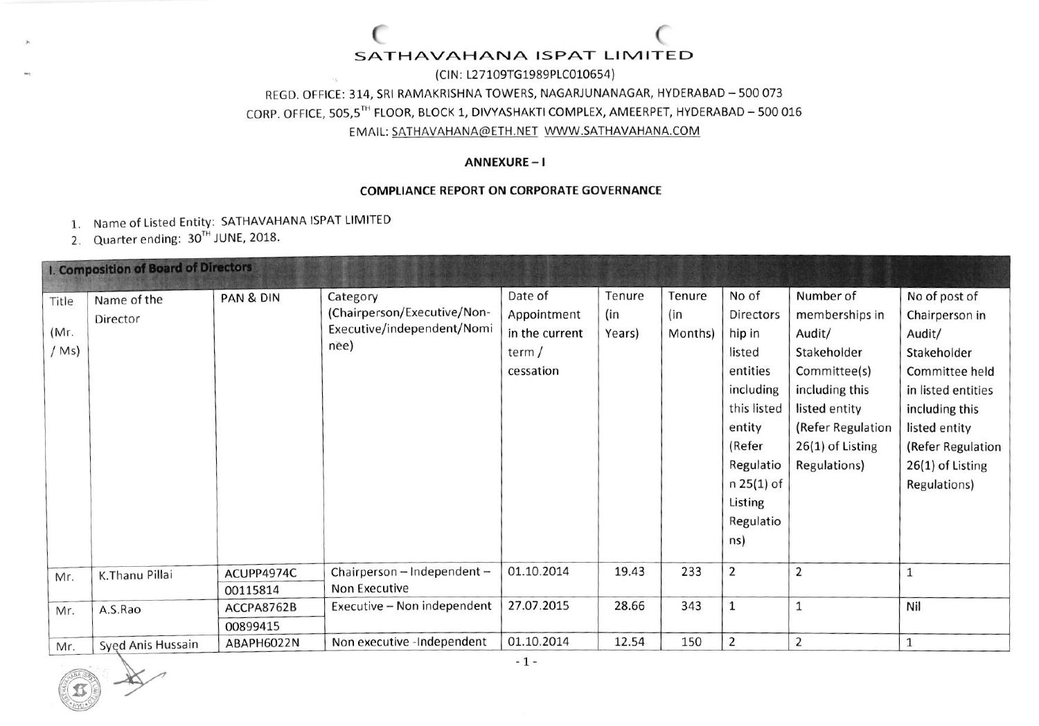# SATHAVAHANA ISPAT LIMITED

(CIN: L27109TG1989PLC010654)

REGD. OFFICE: 314, SRI RAMAKRISHNA TOWERS, NAGARJUNANAGAR, HYDERABAD – 500 073

CORP. OFFICE, 505,5TH FLOOR, BLOCK 1, DIVYASHAKTI COMPLEX, AMEERPET, HYDERABAD – 500 016

EMAIL: SATHAVAHANA@ETH.NET WWW.SATHAVAHANA.COM

**ANNEXURE – I**

**COMPLIANCE REPORT ON CORPORATE GOVERNANCE**

1. Name of Listed Entity: SATHAVAHANA ISPAT LIMITED
2. Quarter ending: 30TH JUNE, 2018.

**I. Composition of Board of Directors**

| Title (Mr. / Ms) | Name of the Director | PAN & DIN | Category (Chairperson/Executive/Non-Executive/independent/Nominee) | Date of Appointment in the current term / cessation | Tenure (in Years) | Tenure (in Months) | No of Directorship in listed entities including this listed entity (Refer Regulation 25(1) of Listing Regulations) | Number of memberships in Audit/ Stakeholder Committee(s) including this listed entity (Refer Regulation 26(1) of Listing Regulations) | No of post of Chairperson in Audit/ Stakeholder Committee held in listed entities including this listed entity (Refer Regulation 26(1) of Listing Regulations) |
|---|---|---|---|---|---|---|---|---|---|
| Mr. | K.Thanu Pillai | ACUPP4974C 00115814 | Chairperson – Independent – Non Executive | 01.10.2014 | 19.43 | 233 | 2 | 2 | 1 |
| Mr. | A.S.Rao | ACCPA8762B 00899415 | Executive – Non independent | 27.07.2015 | 28.66 | 343 | 1 | 1 | Nil |
| Mr. | Syed Anis Hussain | ABAPH6022N | Non executive -Independent | 01.10.2014 | 12.54 | 150 | 2 | 2 | 1 |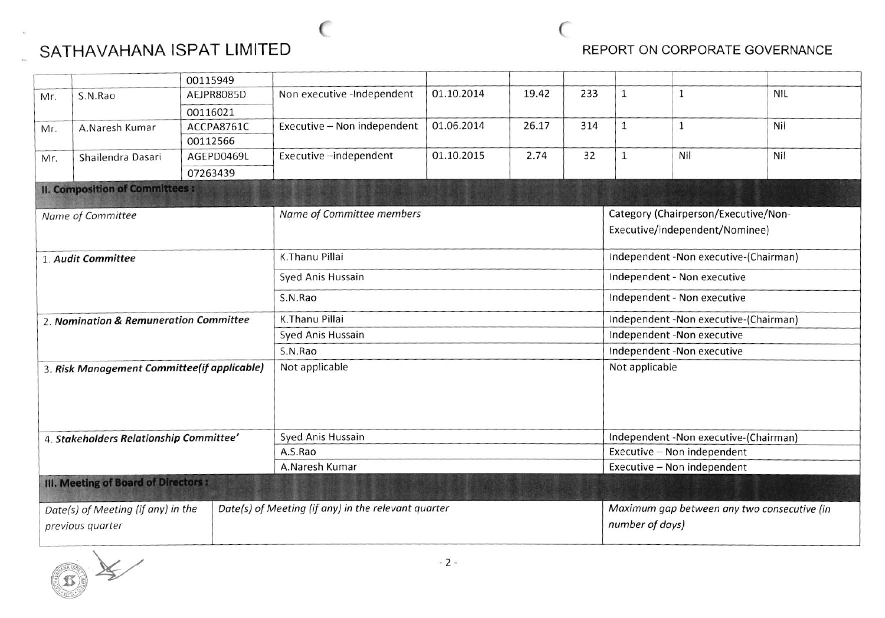| | | | | | | | | | |
|---|---|---|---|---|---|---|---|---|---|
| | | 00115949 | | | | | | | |
| Mr. | S.N.Rao | AEJPR8085D 00116021 | Non executive -Independent | 01.10.2014 | 19.42 | 233 | 1 | 1 | NIL |
| Mr. | A.Naresh Kumar | ACCPA8761C 00112566 | Executive – Non independent | 01.06.2014 | 26.17 | 314 | 1 | 1 | Nil |
| Mr. | Shailendra Dasari | AGEPD0469L 07263439 | Executive –independent | 01.10.2015 | 2.74 | 32 | 1 | Nil | Nil |

**II. Composition of Committees :**

| *Name of Committee* | *Name of Committee members* | Category (Chairperson/Executive/Non-Executive/independent/Nominee) |
|---|---|---|
| 1. ***Audit Committee*** | K.Thanu Pillai | Independent -Non executive-(Chairman) |
| | Syed Anis Hussain | Independent - Non executive |
| | S.N.Rao | Independent - Non executive |
| 2. ***Nomination & Remuneration Committee*** | K.Thanu Pillai | Independent -Non executive-(Chairman) |
| | Syed Anis Hussain | Independent -Non executive |
| | S.N.Rao | Independent -Non executive |
| 3. ***Risk Management Committee(if applicable)*** | Not applicable | Not applicable |
| 4. ***Stakeholders Relationship Committee'*** | Syed Anis Hussain | Independent -Non executive-(Chairman) |
| | A.S.Rao | Executive – Non independent |
| | A.Naresh Kumar | Executive – Non independent |

**III. Meeting of Board of Directors :**

| *Date(s) of Meeting (if any) in the previous quarter* | *Date(s) of Meeting (if any) in the relevant quarter* | *Maximum gap between any two consecutive (in number of days)* |
|---|---|---|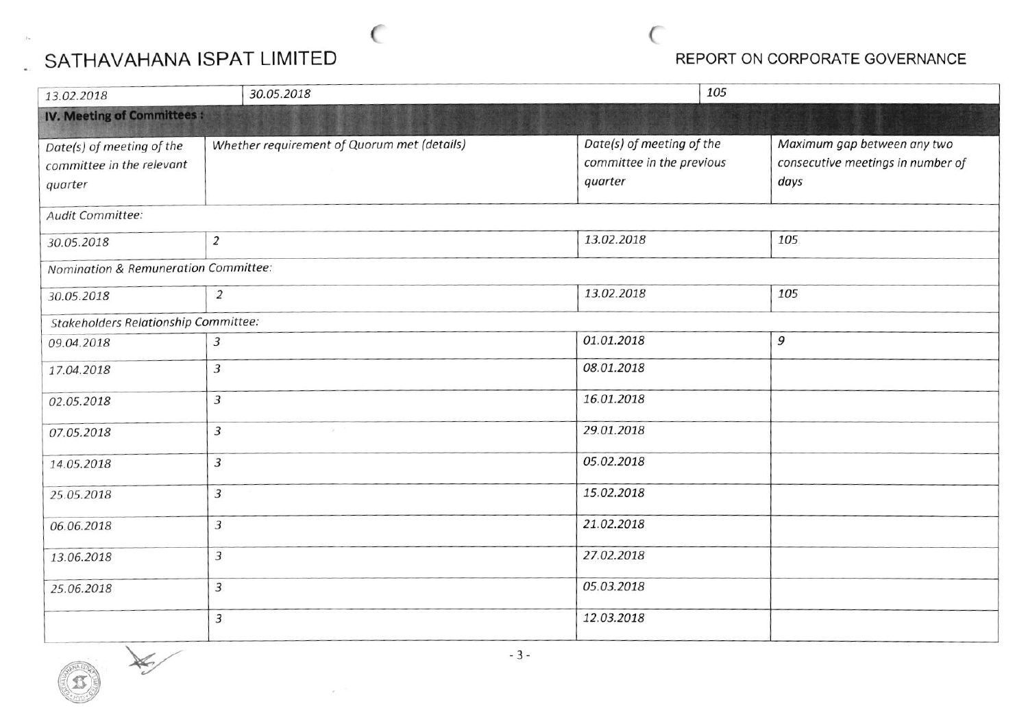| 13.02.2018 | 30.05.2018 | 105 | |
|---|---|---|---|
| **IV. Meeting of Committees :** | | | |
| *Date(s) of meeting of the committee in the relevant quarter* | *Whether requirement of Quorum met (details)* | *Date(s) of meeting of the committee in the previous quarter* | *Maximum gap between any two consecutive meetings in number of days* |
| *Audit Committee:* | | | |
| 30.05.2018 | 2 | 13.02.2018 | 105 |
| *Nomination & Remuneration Committee:* | | | |
| 30.05.2018 | 2 | 13.02.2018 | 105 |
| *Stakeholders Relationship Committee:* | | | |
| 09.04.2018 | 3 | 01.01.2018 | 9 |
| 17.04.2018 | 3 | 08.01.2018 | |
| 02.05.2018 | 3 | 16.01.2018 | |
| 07.05.2018 | 3 | 29.01.2018 | |
| 14.05.2018 | 3 | 05.02.2018 | |
| 25.05.2018 | 3 | 15.02.2018 | |
| 06.06.2018 | 3 | 21.02.2018 | |
| 13.06.2018 | 3 | 27.02.2018 | |
| 25.06.2018 | 3 | 05.03.2018 | |
| | 3 | 12.03.2018 | |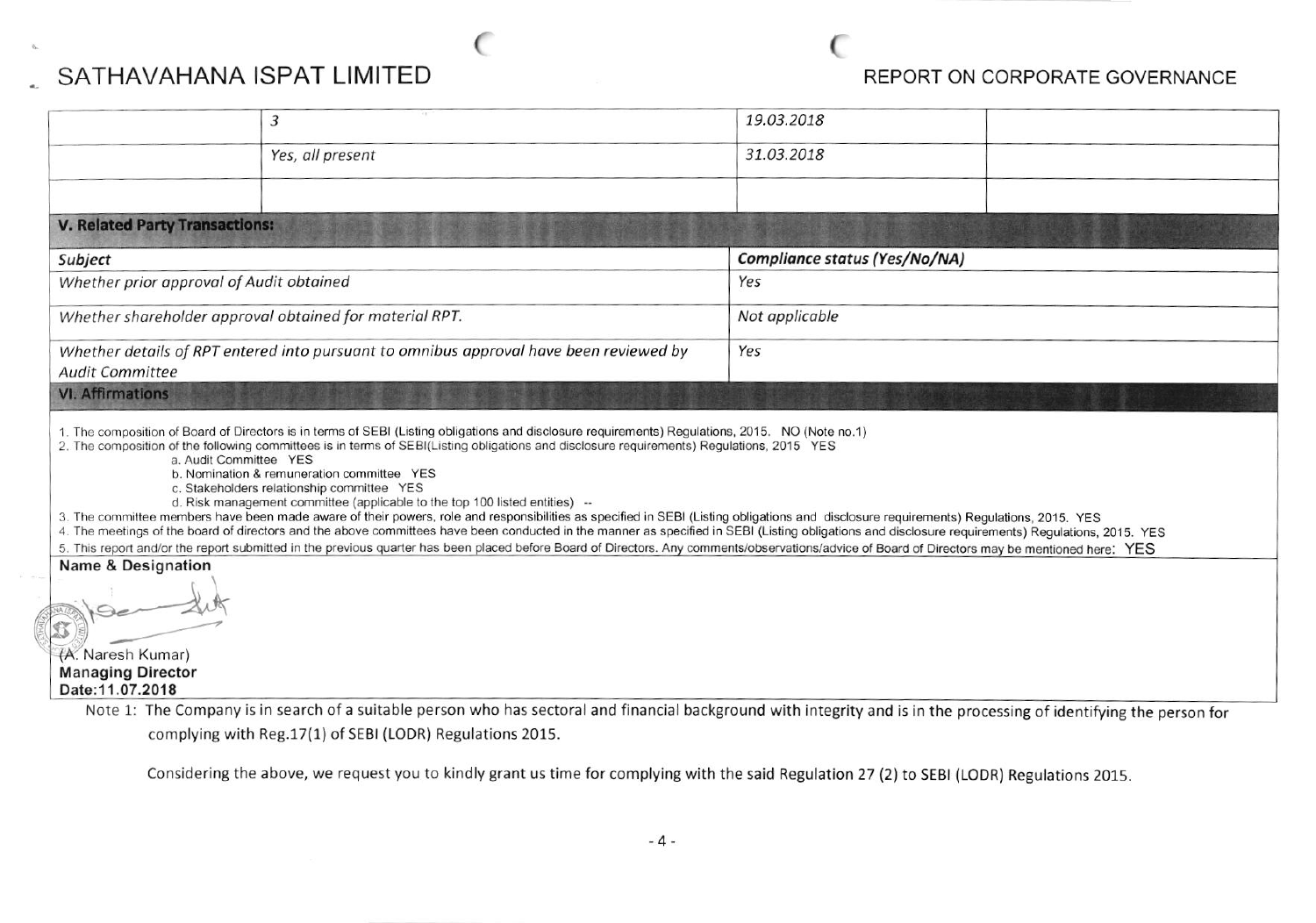| | | | |
|---|---|---|---|
| | 3 | 19.03.2018 | |
| | Yes, all present | 31.03.2018 | |
| | | | |

**V. Related Party Transactions:**

| Subject | Compliance status (Yes/No/NA) |
|---|---|
| Whether prior approval of Audit obtained | Yes |
| Whether shareholder approval obtained for material RPT. | Not applicable |
| Whether details of RPT entered into pursuant to omnibus approval have been reviewed by Audit Committee | Yes |

**VI. Affirmations**

1. The composition of Board of Directors is in terms of SEBI (Listing obligations and disclosure requirements) Regulations, 2015. NO (Note no.1)
2. The composition of the following committees is in terms of SEBI(Listing obligations and disclosure requirements) Regulations, 2015 YES
   - a. Audit Committee YES
   - b. Nomination & remuneration committee YES
   - c. Stakeholders relationship committee YES
   - d. Risk management committee (applicable to the top 100 listed entities) --
3. The committee members have been made aware of their powers, role and responsibilities as specified in SEBI (Listing obligations and disclosure requirements) Regulations, 2015. YES
4. The meetings of the board of directors and the above committees have been conducted in the manner as specified in SEBI (Listing obligations and disclosure requirements) Regulations, 2015. YES
5. This report and/or the report submitted in the previous quarter has been placed before Board of Directors. Any comments/observations/advice of Board of Directors may be mentioned here: YES

**Name & Designation**

(A. Naresh Kumar)
**Managing Director**
**Date:11.07.2018**

Note 1: The Company is in search of a suitable person who has sectoral and financial background with integrity and is in the processing of identifying the person for complying with Reg.17(1) of SEBI (LODR) Regulations 2015.

Considering the above, we request you to kindly grant us time for complying with the said Regulation 27 (2) to SEBI (LODR) Regulations 2015.